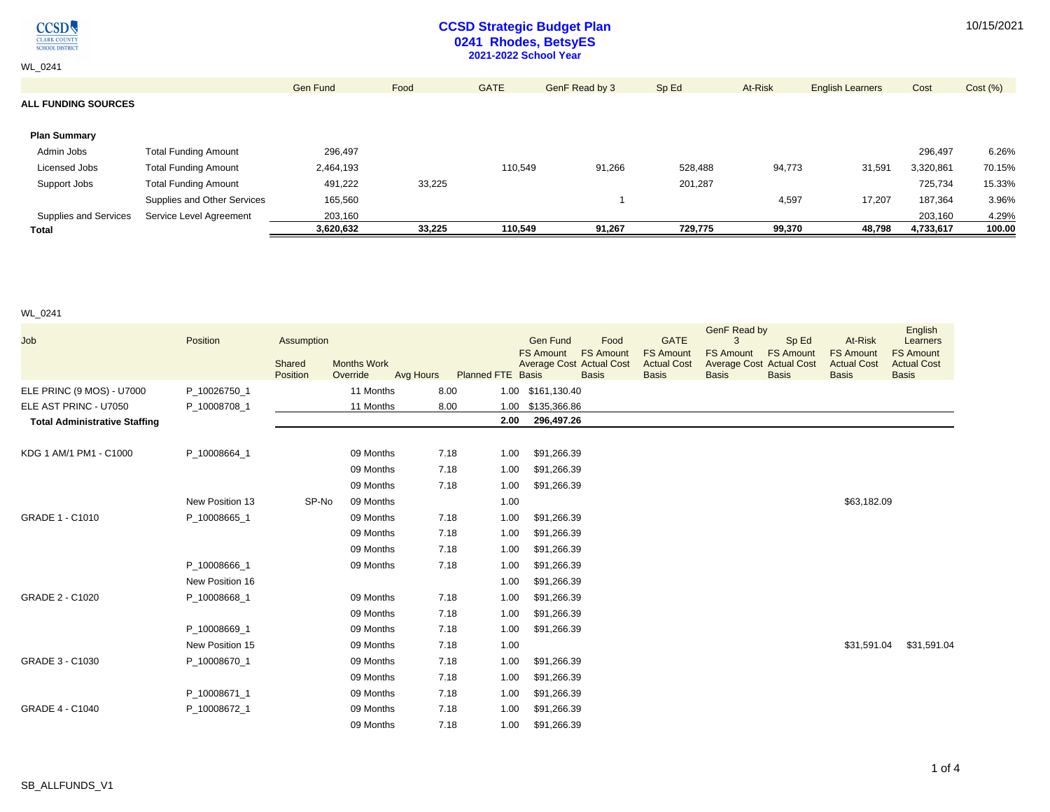# CCSD Strategic Budget Plan
## 0241 Rhodes, BetsyES
### 2021-2022 School Year

10/15/2021

WL_0241

| | | Gen Fund | Food | GATE | GenF Read by 3 | Sp Ed | At-Risk | English Learners | Cost | Cost (%) |
|---|---|---|---|---|---|---|---|---|---|---|
| **ALL FUNDING SOURCES** | | | | | | | | | | |
| **Plan Summary** | | | | | | | | | | |
| Admin Jobs | Total Funding Amount | 296,497 | | | | | | | 296,497 | 6.26% |
| Licensed Jobs | Total Funding Amount | 2,464,193 | | 110,549 | 91,266 | 528,488 | 94,773 | 31,591 | 3,320,861 | 70.15% |
| Support Jobs | Total Funding Amount | 491,222 | 33,225 | | | 201,287 | | | 725,734 | 15.33% |
| | Supplies and Other Services | 165,560 | | | 1 | | 4,597 | 17,207 | 187,364 | 3.96% |
| Supplies and Services | Service Level Agreement | 203,160 | | | | | | | 203,160 | 4.29% |
| **Total** | | **3,620,632** | **33,225** | **110,549** | **91,267** | **729,775** | **99,370** | **48,798** | **4,733,617** | **100.00** |

WL_0241

| Job | Position | Assumption Shared Position | Months Work Override | Avg Hours | Planned FTE | Gen Fund FS Amount Average Cost Basis | Food FS Amount Actual Cost Basis | GATE FS Amount Actual Cost Basis | GenF Read by 3 FS Amount Average Cost Basis | Sp Ed FS Amount Actual Cost Basis | At-Risk FS Amount Actual Cost Basis | English Learners FS Amount Actual Cost Basis |
|---|---|---|---|---|---|---|---|---|---|---|---|---|
| ELE PRINC (9 MOS) - U7000 | P_10026750_1 | | 11 Months | 8.00 | 1.00 | $161,130.40 | | | | | | |
| ELE AST PRINC - U7050 | P_10008708_1 | | 11 Months | 8.00 | 1.00 | $135,366.86 | | | | | | |
| **Total Administrative Staffing** | | | | | **2.00** | **296,497.26** | | | | | | |
| KDG 1 AM/1 PM1 - C1000 | P_10008664_1 | | 09 Months | 7.18 | 1.00 | $91,266.39 | | | | | | |
| | | | 09 Months | 7.18 | 1.00 | $91,266.39 | | | | | | |
| | | | 09 Months | 7.18 | 1.00 | $91,266.39 | | | | | | |
| | New Position 13 | SP-No | 09 Months | | 1.00 | | | | | | $63,182.09 | |
| GRADE 1 - C1010 | P_10008665_1 | | 09 Months | 7.18 | 1.00 | $91,266.39 | | | | | | |
| | | | 09 Months | 7.18 | 1.00 | $91,266.39 | | | | | | |
| | | | 09 Months | 7.18 | 1.00 | $91,266.39 | | | | | | |
| | P_10008666_1 | | 09 Months | 7.18 | 1.00 | $91,266.39 | | | | | | |
| | New Position 16 | | | | 1.00 | $91,266.39 | | | | | | |
| GRADE 2 - C1020 | P_10008668_1 | | 09 Months | 7.18 | 1.00 | $91,266.39 | | | | | | |
| | | | 09 Months | 7.18 | 1.00 | $91,266.39 | | | | | | |
| | P_10008669_1 | | 09 Months | 7.18 | 1.00 | $91,266.39 | | | | | | |
| | New Position 15 | | 09 Months | 7.18 | 1.00 | | | | | | $31,591.04 | $31,591.04 |
| GRADE 3 - C1030 | P_10008670_1 | | 09 Months | 7.18 | 1.00 | $91,266.39 | | | | | | |
| | | | 09 Months | 7.18 | 1.00 | $91,266.39 | | | | | | |
| | P_10008671_1 | | 09 Months | 7.18 | 1.00 | $91,266.39 | | | | | | |
| GRADE 4 - C1040 | P_10008672_1 | | 09 Months | 7.18 | 1.00 | $91,266.39 | | | | | | |
| | | | 09 Months | 7.18 | 1.00 | $91,266.39 | | | | | | |

SB_ALLFUNDS_V1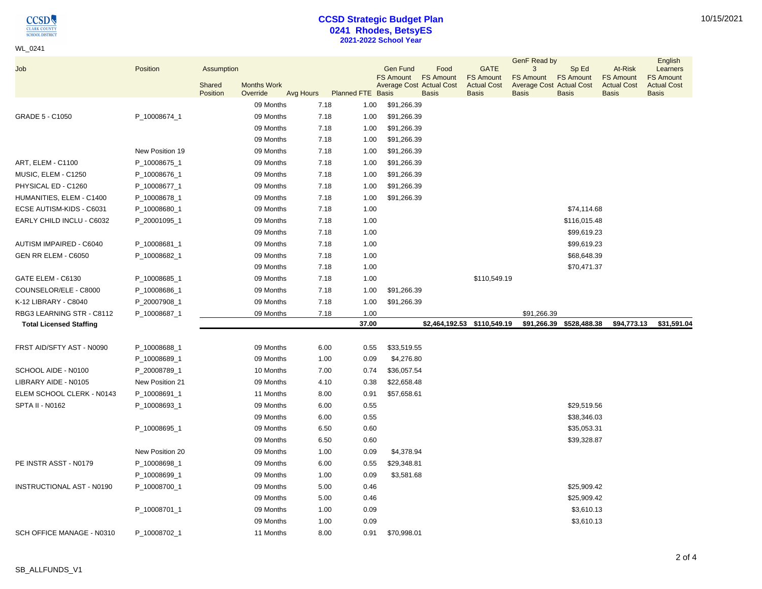# CCSD Strategic Budget Plan
## 0241 Rhodes, BetsyES
### 2021-2022 School Year

WL_0241

| Job | Position | Assumption Shared Position | Months Work Override | Avg Hours | Planned FTE | Gen Fund FS Amount Average Cost Basis | Food FS Amount Actual Cost Basis | GATE FS Amount Actual Cost Basis | GenF Read by 3 FS Amount Average Cost Basis | Sp Ed FS Amount Actual Cost Basis | At-Risk FS Amount Actual Cost Basis | English Learners FS Amount Actual Cost Basis |
|---|---|---|---|---|---|---|---|---|---|---|---|---|
| | | | 09 Months | 7.18 | 1.00 | $91,266.39 | | | | | | |
| GRADE 5 - C1050 | P_10008674_1 | | 09 Months | 7.18 | 1.00 | $91,266.39 | | | | | | |
| | | | 09 Months | 7.18 | 1.00 | $91,266.39 | | | | | | |
| | | | 09 Months | 7.18 | 1.00 | $91,266.39 | | | | | | |
| | New Position 19 | | 09 Months | 7.18 | 1.00 | $91,266.39 | | | | | | |
| ART, ELEM - C1100 | P_10008675_1 | | 09 Months | 7.18 | 1.00 | $91,266.39 | | | | | | |
| MUSIC, ELEM - C1250 | P_10008676_1 | | 09 Months | 7.18 | 1.00 | $91,266.39 | | | | | | |
| PHYSICAL ED - C1260 | P_10008677_1 | | 09 Months | 7.18 | 1.00 | $91,266.39 | | | | | | |
| HUMANITIES, ELEM - C1400 | P_10008678_1 | | 09 Months | 7.18 | 1.00 | $91,266.39 | | | | | | |
| ECSE AUTISM-KIDS - C6031 | P_10008680_1 | | 09 Months | 7.18 | 1.00 | | | | | $74,114.68 | | |
| EARLY CHILD INCLU - C6032 | P_20001095_1 | | 09 Months | 7.18 | 1.00 | | | | | $116,015.48 | | |
| | | | 09 Months | 7.18 | 1.00 | | | | | $99,619.23 | | |
| AUTISM IMPAIRED - C6040 | P_10008681_1 | | 09 Months | 7.18 | 1.00 | | | | | $99,619.23 | | |
| GEN RR ELEM - C6050 | P_10008682_1 | | 09 Months | 7.18 | 1.00 | | | | | $68,648.39 | | |
| | | | 09 Months | 7.18 | 1.00 | | | | | $70,471.37 | | |
| GATE ELEM - C6130 | P_10008685_1 | | 09 Months | 7.18 | 1.00 | | | $110,549.19 | | | | |
| COUNSELOR/ELE - C8000 | P_10008686_1 | | 09 Months | 7.18 | 1.00 | $91,266.39 | | | | | | |
| K-12 LIBRARY - C8040 | P_20007908_1 | | 09 Months | 7.18 | 1.00 | $91,266.39 | | | | | | |
| RBG3 LEARNING STR - C8112 | P_10008687_1 | | 09 Months | 7.18 | 1.00 | | | | $91,266.39 | | | |
| **Total Licensed Staffing** | | | | | **37.00** | **$2,464,192.53** | | **$110,549.19** | **$91,266.39** | **$528,488.38** | **$94,773.13** | **$31,591.04** |
| FRST AID/SFTY AST - N0090 | P_10008688_1 | | 09 Months | 6.00 | 0.55 | $33,519.55 | | | | | | |
| | P_10008689_1 | | 09 Months | 1.00 | 0.09 | $4,276.80 | | | | | | |
| SCHOOL AIDE - N0100 | P_20008789_1 | | 10 Months | 7.00 | 0.74 | $36,057.54 | | | | | | |
| LIBRARY AIDE - N0105 | New Position 21 | | 09 Months | 4.10 | 0.38 | $22,658.48 | | | | | | |
| ELEM SCHOOL CLERK - N0143 | P_10008691_1 | | 11 Months | 8.00 | 0.91 | $57,658.61 | | | | | | |
| SPTA II - N0162 | P_10008693_1 | | 09 Months | 6.00 | 0.55 | | | | | $29,519.56 | | |
| | | | 09 Months | 6.00 | 0.55 | | | | | $38,346.03 | | |
| | P_10008695_1 | | 09 Months | 6.50 | 0.60 | | | | | $35,053.31 | | |
| | | | 09 Months | 6.50 | 0.60 | | | | | $39,328.87 | | |
| | New Position 20 | | 09 Months | 1.00 | 0.09 | $4,378.94 | | | | | | |
| PE INSTR ASST - N0179 | P_10008698_1 | | 09 Months | 6.00 | 0.55 | $29,348.81 | | | | | | |
| | P_10008699_1 | | 09 Months | 1.00 | 0.09 | $3,581.68 | | | | | | |
| INSTRUCTIONAL AST - N0190 | P_10008700_1 | | 09 Months | 5.00 | 0.46 | | | | | $25,909.42 | | |
| | | | 09 Months | 5.00 | 0.46 | | | | | $25,909.42 | | |
| | P_10008701_1 | | 09 Months | 1.00 | 0.09 | | | | | $3,610.13 | | |
| | | | 09 Months | 1.00 | 0.09 | | | | | $3,610.13 | | |
| SCH OFFICE MANAGE - N0310 | P_10008702_1 | | 11 Months | 8.00 | 0.91 | $70,998.01 | | | | | | |

SB_ALLFUNDS_V1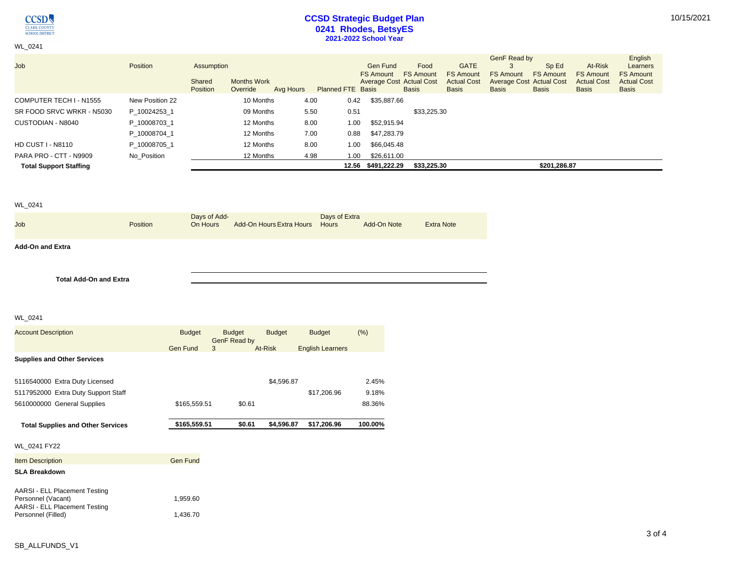# CCSD Strategic Budget Plan

## 0241 Rhodes, BetsyES

### 2021-2022 School Year

WL_0241

| Job | Position | Assumption Shared Position | Months Work Override | Avg Hours | Planned FTE | Gen Fund FS Amount Average Cost Basis | Food FS Amount Actual Cost Basis | GATE FS Amount Actual Cost Basis | GenF Read by 3 FS Amount Average Cost Basis | Sp Ed FS Amount Actual Cost Basis | At-Risk FS Amount Actual Cost Basis | English Learners FS Amount Actual Cost Basis |
|---|---|---|---|---|---|---|---|---|---|---|---|---|
| COMPUTER TECH I - N1555 | New Position 22 | | 10 Months | 4.00 | 0.42 | $35,887.66 | | | | | | |
| SR FOOD SRVC WRKR - N5030 | P_10024253_1 | | 09 Months | 5.50 | 0.51 | | $33,225.30 | | | | | |
| CUSTODIAN - N8040 | P_10008703_1 | | 12 Months | 8.00 | 1.00 | $52,915.94 | | | | | | |
| | P_10008704_1 | | 12 Months | 7.00 | 0.88 | $47,283.79 | | | | | | |
| HD CUST I - N8110 | P_10008705_1 | | 12 Months | 8.00 | 1.00 | $66,045.48 | | | | | | |
| PARA PRO - CTT - N9909 | No_Position | | 12 Months | 4.98 | 1.00 | $26,611.00 | | | | | | |
| **Total Support Staffing** | | | | | **12.56** | **$491,222.29** | **$33,225.30** | | | **$201,286.87** | | |

WL_0241

| Job | Position | Days of Add-On Hours | Add-On Hours | Extra Hours | Days of Extra Hours | Add-On Note | Extra Note |
|---|---|---|---|---|---|---|---|
| **Add-On and Extra** | | | | | | | |
| **Total Add-On and Extra** | | | | | | | |

WL_0241

| Account Description | Budget Gen Fund | Budget GenF Read by 3 | Budget At-Risk | Budget English Learners | (%) |
|---|---|---|---|---|---|
| **Supplies and Other Services** | | | | | |
| 5116540000 Extra Duty Licensed | | | $4,596.87 | | 2.45% |
| 5117952000 Extra Duty Support Staff | | | | $17,206.96 | 9.18% |
| 5610000000 General Supplies | $165,559.51 | $0.61 | | | 88.36% |
| **Total Supplies and Other Services** | **$165,559.51** | **$0.61** | **$4,596.87** | **$17,206.96** | **100.00%** |

WL_0241 FY22

| Item Description | Gen Fund |
|---|---|
| **SLA Breakdown** | |
| AARSI - ELL Placement Testing Personnel (Vacant) | 1,959.60 |
| AARSI - ELL Placement Testing Personnel (Filled) | 1,436.70 |

SB_ALLFUNDS_V1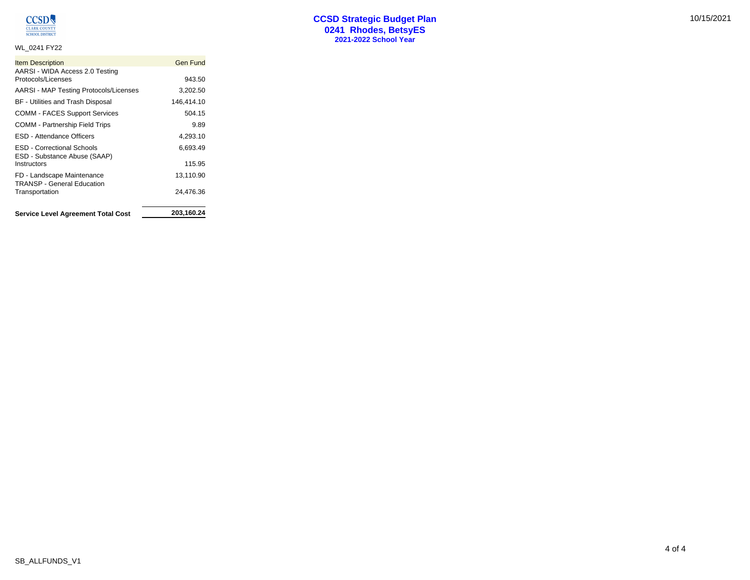# CCSD Strategic Budget Plan

## 0241 Rhodes, BetsyES

### 2021-2022 School Year

10/15/2021

WL_0241 FY22

| Item Description | Gen Fund |
| --- | --- |
| AARSI - WIDA Access 2.0 Testing Protocols/Licenses | 943.50 |
| AARSI - MAP Testing Protocols/Licenses | 3,202.50 |
| BF - Utilities and Trash Disposal | 146,414.10 |
| COMM - FACES Support Services | 504.15 |
| COMM - Partnership Field Trips | 9.89 |
| ESD - Attendance Officers | 4,293.10 |
| ESD - Correctional Schools | 6,693.49 |
| ESD - Substance Abuse (SAAP) Instructors | 115.95 |
| FD - Landscape Maintenance | 13,110.90 |
| TRANSP - General Education Transportation | 24,476.36 |
| **Service Level Agreement Total Cost** | **203,160.24** |

SB_ALLFUNDS_V1